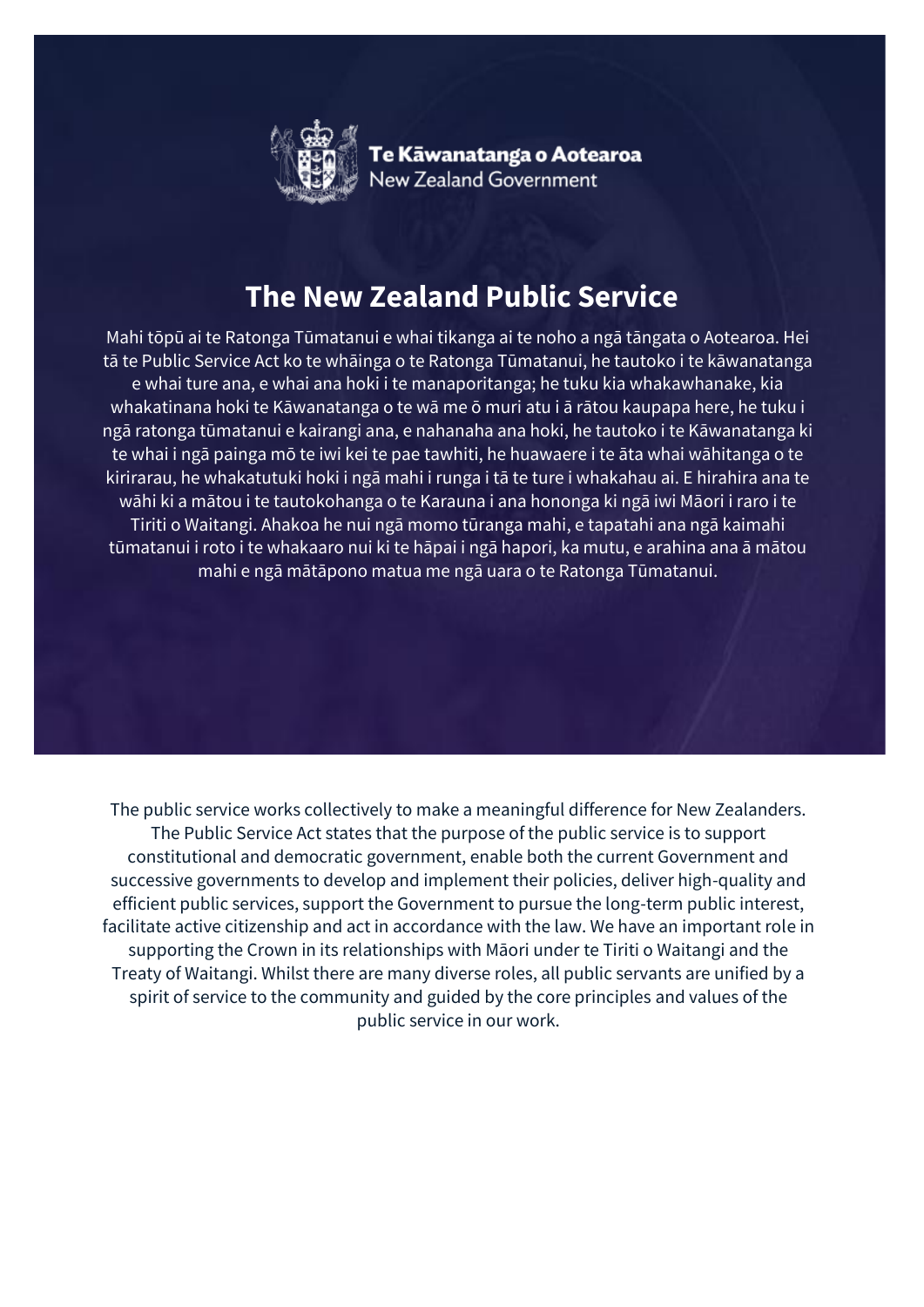Te Kāwanatanga o Aotearoa
New Zealand Government

# The New Zealand Public Service

Mahi tōpū ai te Ratonga Tūmatanui e whai tikanga ai te noho a ngā tāngata o Aotearoa. Hei tā te Public Service Act ko te whāinga o te Ratonga Tūmatanui, he tautoko i te kāwanatanga e whai ture ana, e whai ana hoki i te manaporitanga; he tuku kia whakawhanake, kia whakatinana hoki te Kāwanatanga o te wā me ō muri atu i ā rātou kaupapa here, he tuku i ngā ratonga tūmatanui e kairangi ana, e nahanaha ana hoki, he tautoko i te Kāwanatanga ki te whai i ngā painga mō te iwi kei te pae tawhiti, he huawaere i te āta whai wāhitanga o te kirirarau, he whakatutuki hoki i ngā mahi i runga i tā te ture i whakahau ai. E hirahira ana te wāhi ki a mātou i te tautokohanga o te Karauna i ana hononga ki ngā iwi Māori i raro i te Tiriti o Waitangi. Ahakoa he nui ngā momo tūranga mahi, e tapatahi ana ngā kaimahi tūmatanui i roto i te whakaaro nui ki te hāpai i ngā hapori, ka mutu, e arahina ana ā mātou mahi e ngā mātāpono matua me ngā uara o te Ratonga Tūmatanui.

The public service works collectively to make a meaningful difference for New Zealanders. The Public Service Act states that the purpose of the public service is to support constitutional and democratic government, enable both the current Government and successive governments to develop and implement their policies, deliver high-quality and efficient public services, support the Government to pursue the long-term public interest, facilitate active citizenship and act in accordance with the law. We have an important role in supporting the Crown in its relationships with Māori under te Tiriti o Waitangi and the Treaty of Waitangi. Whilst there are many diverse roles, all public servants are unified by a spirit of service to the community and guided by the core principles and values of the public service in our work.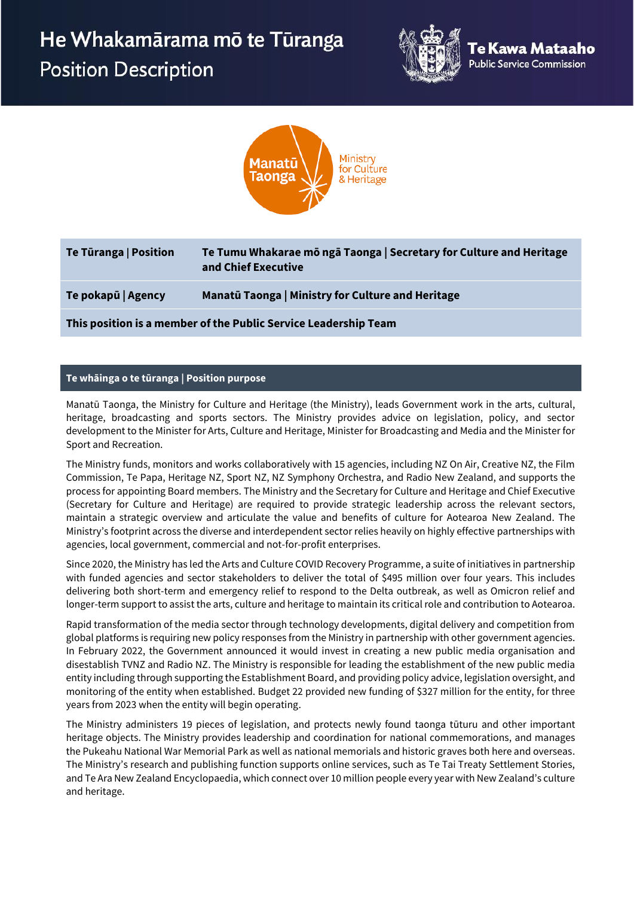# He Whakamārama mō te Tūranga
## Position Description

Te Kawa Mataaho
Public Service Commission

Manatū Taonga
Ministry for Culture & Heritage

| Te Tūranga \| Position | Te Tumu Whakarae mō ngā Taonga \| Secretary for Culture and Heritage and Chief Executive |
|---|---|
| **Te pokapū \| Agency** | **Manatū Taonga \| Ministry for Culture and Heritage** |
| **This position is a member of the Public Service Leadership Team** | |

### Te whāinga o te tūranga | Position purpose

Manatū Taonga, the Ministry for Culture and Heritage (the Ministry), leads Government work in the arts, cultural, heritage, broadcasting and sports sectors. The Ministry provides advice on legislation, policy, and sector development to the Minister for Arts, Culture and Heritage, Minister for Broadcasting and Media and the Minister for Sport and Recreation.

The Ministry funds, monitors and works collaboratively with 15 agencies, including NZ On Air, Creative NZ, the Film Commission, Te Papa, Heritage NZ, Sport NZ, NZ Symphony Orchestra, and Radio New Zealand, and supports the process for appointing Board members. The Ministry and the Secretary for Culture and Heritage and Chief Executive (Secretary for Culture and Heritage) are required to provide strategic leadership across the relevant sectors, maintain a strategic overview and articulate the value and benefits of culture for Aotearoa New Zealand. The Ministry's footprint across the diverse and interdependent sector relies heavily on highly effective partnerships with agencies, local government, commercial and not-for-profit enterprises.

Since 2020, the Ministry has led the Arts and Culture COVID Recovery Programme, a suite of initiatives in partnership with funded agencies and sector stakeholders to deliver the total of $495 million over four years. This includes delivering both short-term and emergency relief to respond to the Delta outbreak, as well as Omicron relief and longer-term support to assist the arts, culture and heritage to maintain its critical role and contribution to Aotearoa.

Rapid transformation of the media sector through technology developments, digital delivery and competition from global platforms is requiring new policy responses from the Ministry in partnership with other government agencies. In February 2022, the Government announced it would invest in creating a new public media organisation and disestablish TVNZ and Radio NZ. The Ministry is responsible for leading the establishment of the new public media entity including through supporting the Establishment Board, and providing policy advice, legislation oversight, and monitoring of the entity when established. Budget 22 provided new funding of $327 million for the entity, for three years from 2023 when the entity will begin operating.

The Ministry administers 19 pieces of legislation, and protects newly found taonga tūturu and other important heritage objects. The Ministry provides leadership and coordination for national commemorations, and manages the Pukeahu National War Memorial Park as well as national memorials and historic graves both here and overseas. The Ministry's research and publishing function supports online services, such as Te Tai Treaty Settlement Stories, and Te Ara New Zealand Encyclopaedia, which connect over 10 million people every year with New Zealand's culture and heritage.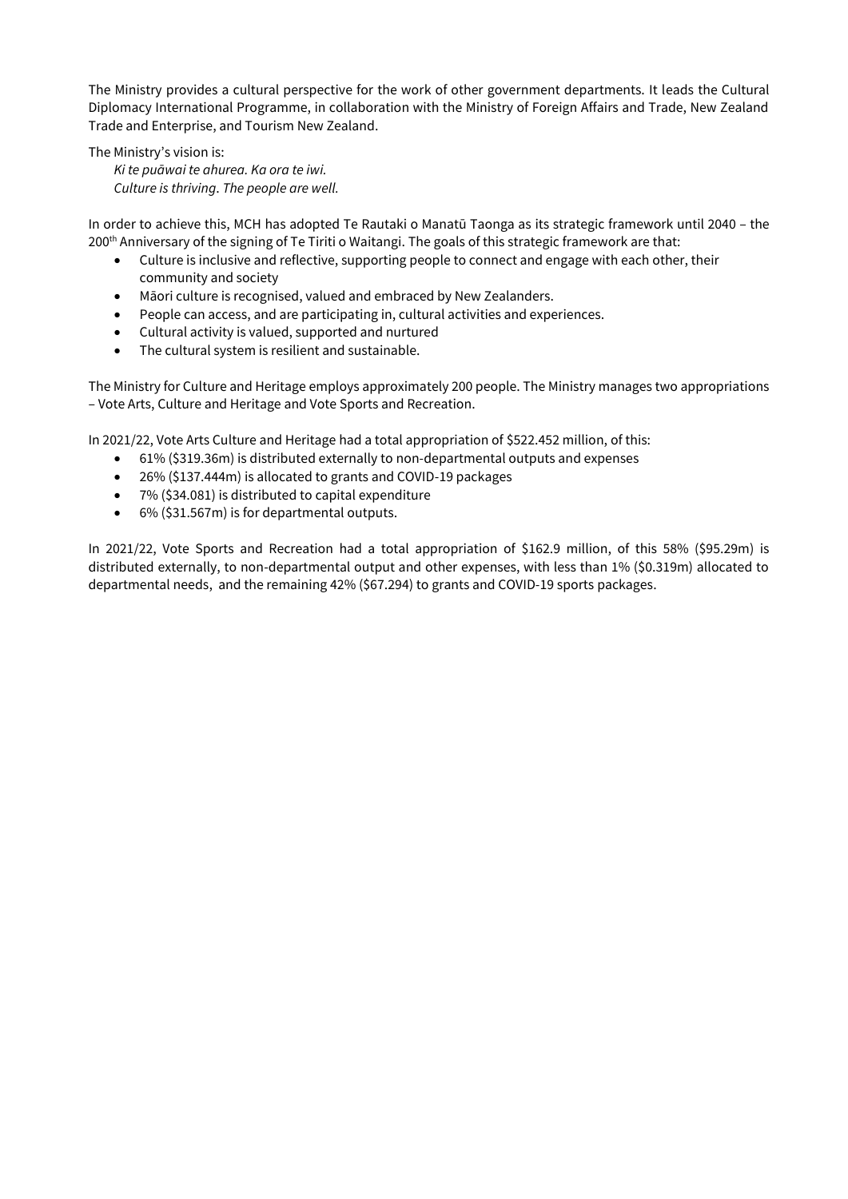The Ministry provides a cultural perspective for the work of other government departments. It leads the Cultural Diplomacy International Programme, in collaboration with the Ministry of Foreign Affairs and Trade, New Zealand Trade and Enterprise, and Tourism New Zealand.

The Ministry's vision is:

*Ki te puāwai te ahurea. Ka ora te iwi.*
*Culture is thriving. The people are well.*

In order to achieve this, MCH has adopted Te Rautaki o Manatū Taonga as its strategic framework until 2040 – the 200th Anniversary of the signing of Te Tiriti o Waitangi. The goals of this strategic framework are that:

- Culture is inclusive and reflective, supporting people to connect and engage with each other, their community and society
- Māori culture is recognised, valued and embraced by New Zealanders.
- People can access, and are participating in, cultural activities and experiences.
- Cultural activity is valued, supported and nurtured
- The cultural system is resilient and sustainable.

The Ministry for Culture and Heritage employs approximately 200 people. The Ministry manages two appropriations – Vote Arts, Culture and Heritage and Vote Sports and Recreation.

In 2021/22, Vote Arts Culture and Heritage had a total appropriation of $522.452 million, of this:

- 61% ($319.36m) is distributed externally to non-departmental outputs and expenses
- 26% ($137.444m) is allocated to grants and COVID-19 packages
- 7% ($34.081) is distributed to capital expenditure
- 6% ($31.567m) is for departmental outputs.

In 2021/22, Vote Sports and Recreation had a total appropriation of $162.9 million, of this 58% ($95.29m) is distributed externally, to non-departmental output and other expenses, with less than 1% ($0.319m) allocated to departmental needs, and the remaining 42% ($67.294) to grants and COVID-19 sports packages.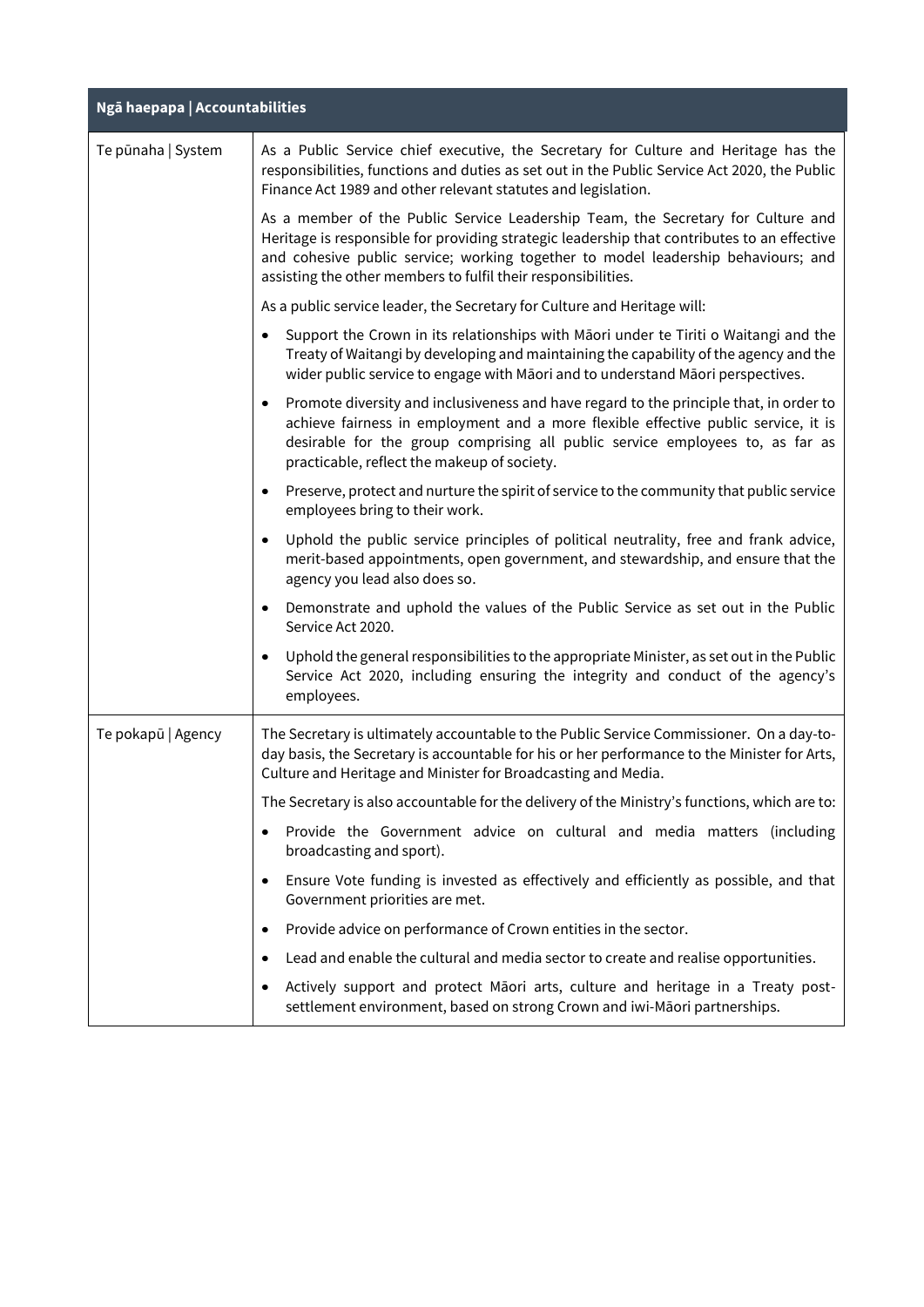| Ngā haepapa \| Accountabilities | |
|---|---|
| Te pūnaha \| System | As a Public Service chief executive, the Secretary for Culture and Heritage has the responsibilities, functions and duties as set out in the Public Service Act 2020, the Public Finance Act 1989 and other relevant statutes and legislation.<br><br>As a member of the Public Service Leadership Team, the Secretary for Culture and Heritage is responsible for providing strategic leadership that contributes to an effective and cohesive public service; working together to model leadership behaviours; and assisting the other members to fulfil their responsibilities.<br><br>As a public service leader, the Secretary for Culture and Heritage will:<br><br>• Support the Crown in its relationships with Māori under te Tiriti o Waitangi and the Treaty of Waitangi by developing and maintaining the capability of the agency and the wider public service to engage with Māori and to understand Māori perspectives.<br>• Promote diversity and inclusiveness and have regard to the principle that, in order to achieve fairness in employment and a more flexible effective public service, it is desirable for the group comprising all public service employees to, as far as practicable, reflect the makeup of society.<br>• Preserve, protect and nurture the spirit of service to the community that public service employees bring to their work.<br>• Uphold the public service principles of political neutrality, free and frank advice, merit-based appointments, open government, and stewardship, and ensure that the agency you lead also does so.<br>• Demonstrate and uphold the values of the Public Service as set out in the Public Service Act 2020.<br>• Uphold the general responsibilities to the appropriate Minister, as set out in the Public Service Act 2020, including ensuring the integrity and conduct of the agency's employees. |
| Te pokapū \| Agency | The Secretary is ultimately accountable to the Public Service Commissioner. On a day-to-day basis, the Secretary is accountable for his or her performance to the Minister for Arts, Culture and Heritage and Minister for Broadcasting and Media.<br><br>The Secretary is also accountable for the delivery of the Ministry's functions, which are to:<br><br>• Provide the Government advice on cultural and media matters (including broadcasting and sport).<br>• Ensure Vote funding is invested as effectively and efficiently as possible, and that Government priorities are met.<br>• Provide advice on performance of Crown entities in the sector.<br>• Lead and enable the cultural and media sector to create and realise opportunities.<br>• Actively support and protect Māori arts, culture and heritage in a Treaty post-settlement environment, based on strong Crown and iwi-Māori partnerships. |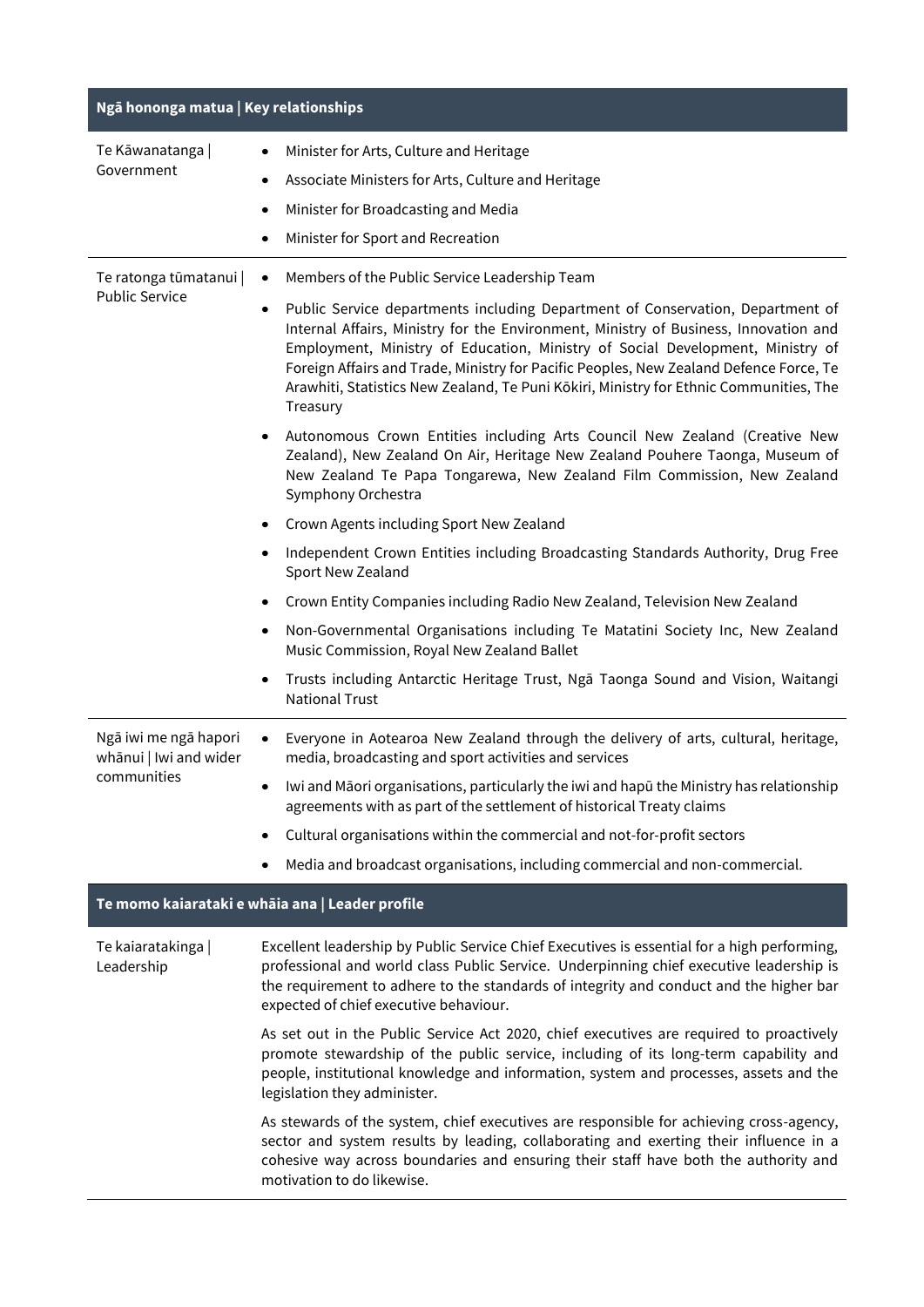## Ngā hononga matua | Key relationships

| | |
|---|---|
| Te Kāwanatanga \| Government | • Minister for Arts, Culture and Heritage<br>• Associate Ministers for Arts, Culture and Heritage<br>• Minister for Broadcasting and Media<br>• Minister for Sport and Recreation |
| Te ratonga tūmatanui \| Public Service | • Members of the Public Service Leadership Team<br>• Public Service departments including Department of Conservation, Department of Internal Affairs, Ministry for the Environment, Ministry of Business, Innovation and Employment, Ministry of Education, Ministry of Social Development, Ministry of Foreign Affairs and Trade, Ministry for Pacific Peoples, New Zealand Defence Force, Te Arawhiti, Statistics New Zealand, Te Puni Kōkiri, Ministry for Ethnic Communities, The Treasury<br>• Autonomous Crown Entities including Arts Council New Zealand (Creative New Zealand), New Zealand On Air, Heritage New Zealand Pouhere Taonga, Museum of New Zealand Te Papa Tongarewa, New Zealand Film Commission, New Zealand Symphony Orchestra<br>• Crown Agents including Sport New Zealand<br>• Independent Crown Entities including Broadcasting Standards Authority, Drug Free Sport New Zealand<br>• Crown Entity Companies including Radio New Zealand, Television New Zealand<br>• Non-Governmental Organisations including Te Matatini Society Inc, New Zealand Music Commission, Royal New Zealand Ballet<br>• Trusts including Antarctic Heritage Trust, Ngā Taonga Sound and Vision, Waitangi National Trust |
| Ngā iwi me ngā hapori whānui \| Iwi and wider communities | • Everyone in Aotearoa New Zealand through the delivery of arts, cultural, heritage, media, broadcasting and sport activities and services<br>• Iwi and Māori organisations, particularly the iwi and hapū the Ministry has relationship agreements with as part of the settlement of historical Treaty claims<br>• Cultural organisations within the commercial and not-for-profit sectors<br>• Media and broadcast organisations, including commercial and non-commercial. |

## Te momo kaiarataki e whāia ana | Leader profile

| | |
|---|---|
| Te kaiaratakinga \| Leadership | Excellent leadership by Public Service Chief Executives is essential for a high performing, professional and world class Public Service. Underpinning chief executive leadership is the requirement to adhere to the standards of integrity and conduct and the higher bar expected of chief executive behaviour.<br><br>As set out in the Public Service Act 2020, chief executives are required to proactively promote stewardship of the public service, including of its long-term capability and people, institutional knowledge and information, system and processes, assets and the legislation they administer.<br><br>As stewards of the system, chief executives are responsible for achieving cross-agency, sector and system results by leading, collaborating and exerting their influence in a cohesive way across boundaries and ensuring their staff have both the authority and motivation to do likewise. |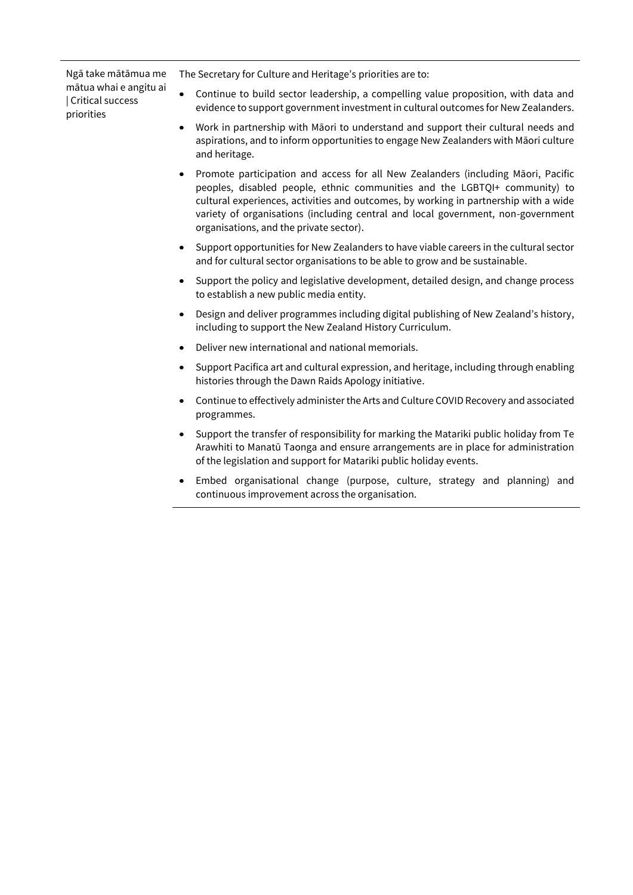| Ngā take mātāmua me mātua whai e angitu ai \| Critical success priorities | The Secretary for Culture and Heritage's priorities are to:<br>• Continue to build sector leadership, a compelling value proposition, with data and evidence to support government investment in cultural outcomes for New Zealanders.<br>• Work in partnership with Māori to understand and support their cultural needs and aspirations, and to inform opportunities to engage New Zealanders with Māori culture and heritage.<br>• Promote participation and access for all New Zealanders (including Māori, Pacific peoples, disabled people, ethnic communities and the LGBTQI+ community) to cultural experiences, activities and outcomes, by working in partnership with a wide variety of organisations (including central and local government, non-government organisations, and the private sector).<br>• Support opportunities for New Zealanders to have viable careers in the cultural sector and for cultural sector organisations to be able to grow and be sustainable.<br>• Support the policy and legislative development, detailed design, and change process to establish a new public media entity.<br>• Design and deliver programmes including digital publishing of New Zealand's history, including to support the New Zealand History Curriculum.<br>• Deliver new international and national memorials.<br>• Support Pacifica art and cultural expression, and heritage, including through enabling histories through the Dawn Raids Apology initiative.<br>• Continue to effectively administer the Arts and Culture COVID Recovery and associated programmes.<br>• Support the transfer of responsibility for marking the Matariki public holiday from Te Arawhiti to Manatū Taonga and ensure arrangements are in place for administration of the legislation and support for Matariki public holiday events.<br>• Embed organisational change (purpose, culture, strategy and planning) and continuous improvement across the organisation. |
|---|---|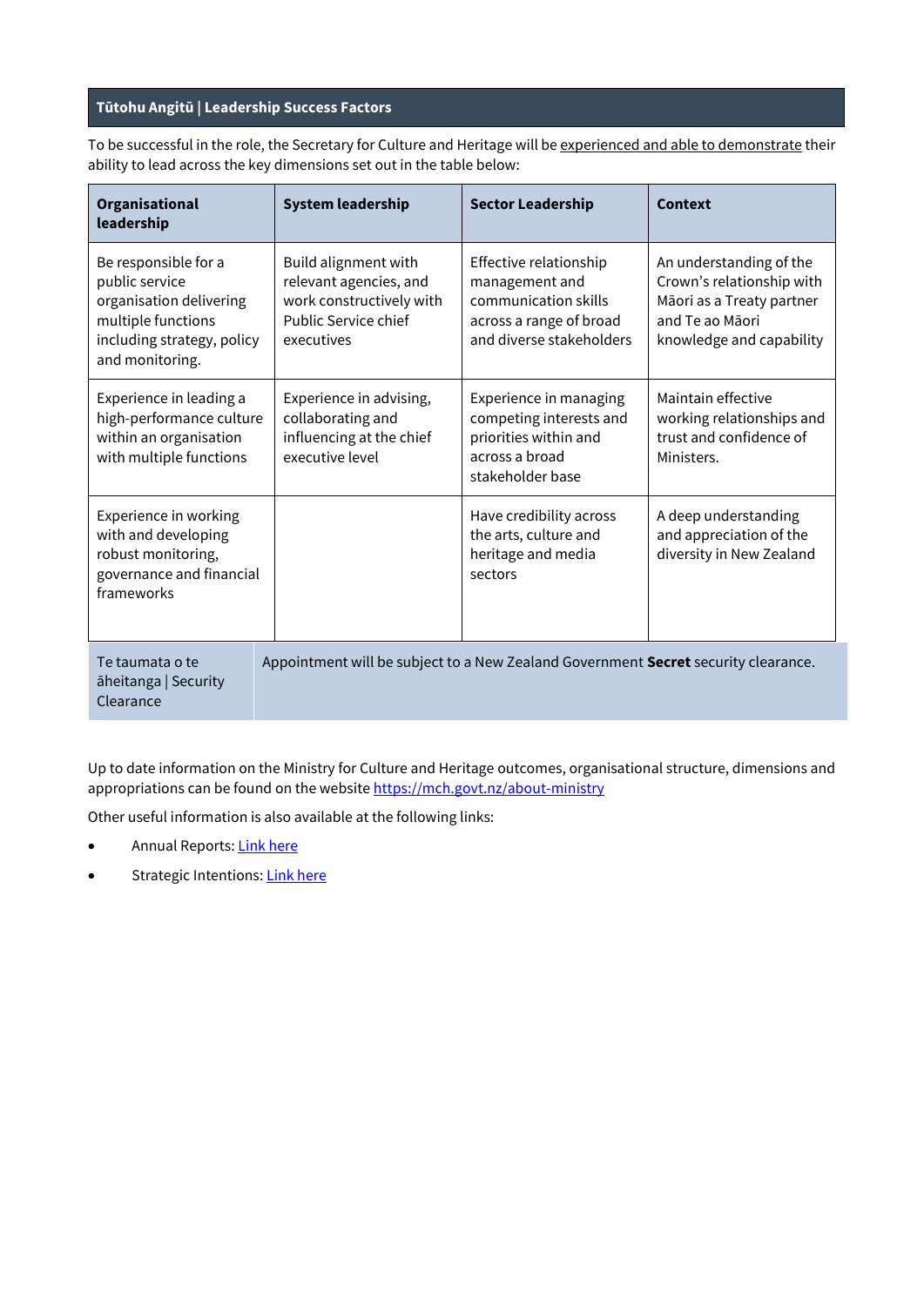## Tūtohu Angitū | Leadership Success Factors

To be successful in the role, the Secretary for Culture and Heritage will be experienced and able to demonstrate their ability to lead across the key dimensions set out in the table below:

| Organisational leadership | System leadership | Sector Leadership | Context |
|---|---|---|---|
| Be responsible for a public service organisation delivering multiple functions including strategy, policy and monitoring. | Build alignment with relevant agencies, and work constructively with Public Service chief executives | Effective relationship management and communication skills across a range of broad and diverse stakeholders | An understanding of the Crown's relationship with Māori as a Treaty partner and Te ao Māori knowledge and capability |
| Experience in leading a high-performance culture within an organisation with multiple functions | Experience in advising, collaborating and influencing at the chief executive level | Experience in managing competing interests and priorities within and across a broad stakeholder base | Maintain effective working relationships and trust and confidence of Ministers. |
| Experience in working with and developing robust monitoring, governance and financial frameworks | | Have credibility across the arts, culture and heritage and media sectors | A deep understanding and appreciation of the diversity in New Zealand |

| | |
|---|---|
| Te taumata o te āheitanga \| Security Clearance | Appointment will be subject to a New Zealand Government **Secret** security clearance. |

Up to date information on the Ministry for Culture and Heritage outcomes, organisational structure, dimensions and appropriations can be found on the website https://mch.govt.nz/about-ministry

Other useful information is also available at the following links:

- Annual Reports: Link here
- Strategic Intentions: Link here